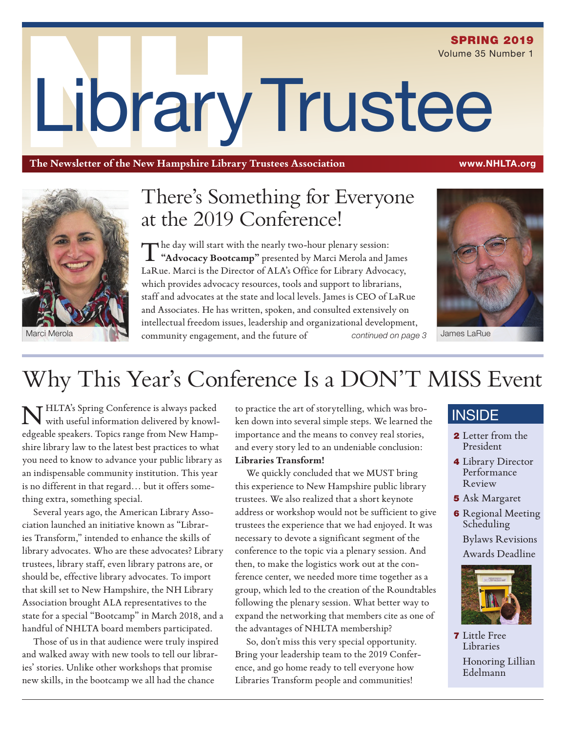# NH Library Trustee

SPRING 2019
Volume 35 Number 1

**The Newsletter of the New Hampshire Library Trustees Association** www.NHLTA.org

## There's Something for Everyone at the 2019 Conference!

The day will start with the nearly two-hour plenary session: **"Advocacy Bootcamp"** presented by Marci Merola and James LaRue. Marci is the Director of ALA's Office for Library Advocacy, which provides advocacy resources, tools and support to librarians, staff and advocates at the state and local levels. James is CEO of LaRue and Associates. He has written, spoken, and consulted extensively on intellectual freedom issues, leadership and organizational development, community engagement, and the future of *continued on page 3*

Marci Merola

James LaRue

## Why This Year's Conference Is a DON'T MISS Event

NHLTA's Spring Conference is always packed with useful information delivered by knowledgeable speakers. Topics range from New Hampshire library law to the latest best practices to what you need to know to advance your public library as an indispensable community institution. This year is no different in that regard… but it offers something extra, something special.

Several years ago, the American Library Association launched an initiative known as "Libraries Transform," intended to enhance the skills of library advocates. Who are these advocates? Library trustees, library staff, even library patrons are, or should be, effective library advocates. To import that skill set to New Hampshire, the NH Library Association brought ALA representatives to the state for a special "Bootcamp" in March 2018, and a handful of NHLTA board members participated.

Those of us in that audience were truly inspired and walked away with new tools to tell our libraries' stories. Unlike other workshops that promise new skills, in the bootcamp we all had the chance to practice the art of storytelling, which was broken down into several simple steps. We learned the importance and the means to convey real stories, and every story led to an undeniable conclusion: **Libraries Transform!**

We quickly concluded that we MUST bring this experience to New Hampshire public library trustees. We also realized that a short keynote address or workshop would not be sufficient to give trustees the experience that we had enjoyed. It was necessary to devote a significant segment of the conference to the topic via a plenary session. And then, to make the logistics work out at the conference center, we needed more time together as a group, which led to the creation of the Roundtables following the plenary session. What better way to expand the networking that members cite as one of the advantages of NHLTA membership?

So, don't miss this very special opportunity. Bring your leadership team to the 2019 Conference, and go home ready to tell everyone how Libraries Transform people and communities!

### INSIDE

- **2** Letter from the President
- **4** Library Director Performance Review
- **5** Ask Margaret
- **6** Regional Meeting Scheduling
  Bylaws Revisions
  Awards Deadline
- **7** Little Free Libraries
  Honoring Lillian Edelmann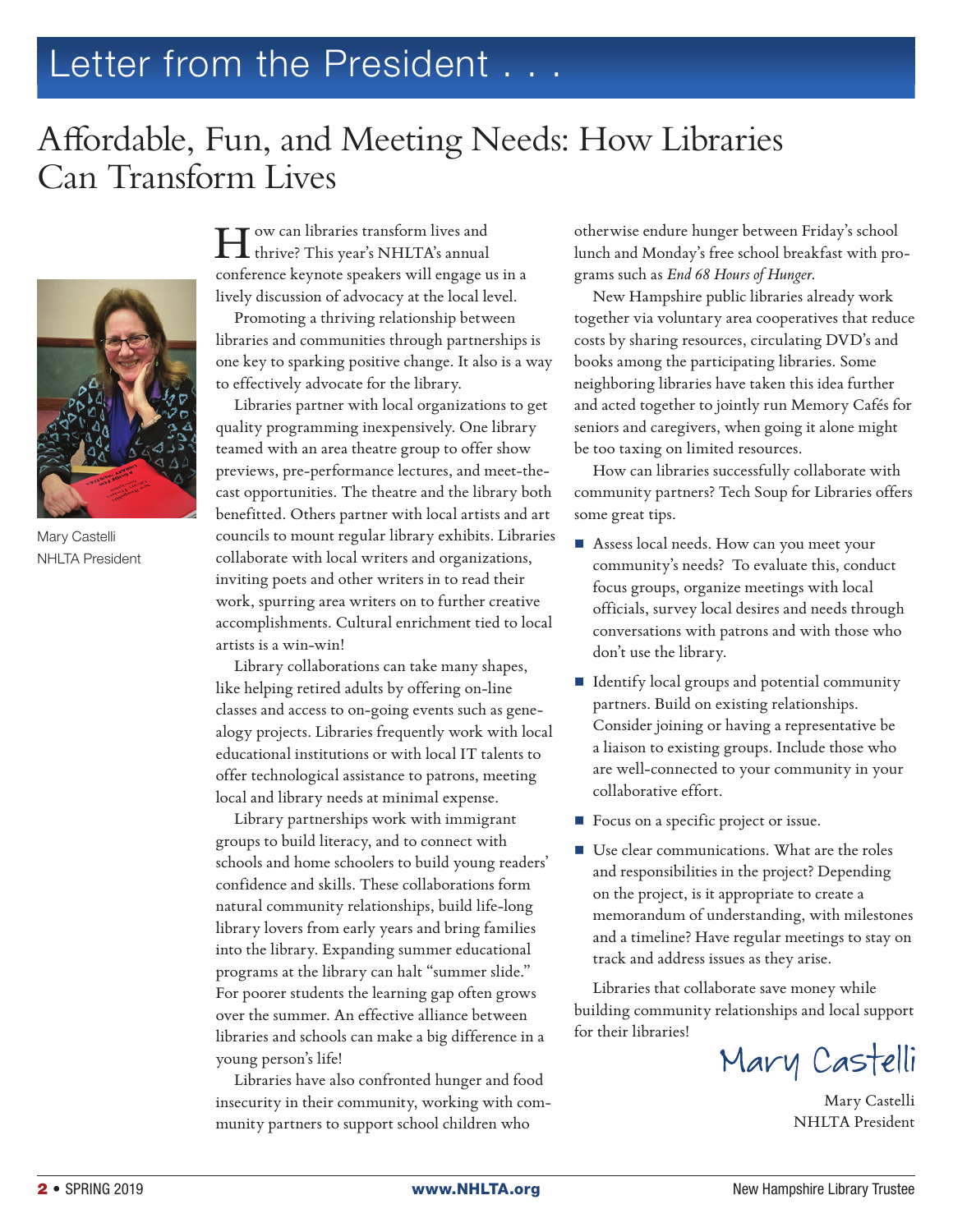# Letter from the President . . .

## Affordable, Fun, and Meeting Needs: How Libraries Can Transform Lives

Mary Castelli
NHLTA President

How can libraries transform lives and thrive? This year's NHLTA's annual conference keynote speakers will engage us in a lively discussion of advocacy at the local level.

Promoting a thriving relationship between libraries and communities through partnerships is one key to sparking positive change. It also is a way to effectively advocate for the library.

Libraries partner with local organizations to get quality programming inexpensively. One library teamed with an area theatre group to offer show previews, pre-performance lectures, and meet-the-cast opportunities. The theatre and the library both benefitted. Others partner with local artists and art councils to mount regular library exhibits. Libraries collaborate with local writers and organizations, inviting poets and other writers in to read their work, spurring area writers on to further creative accomplishments. Cultural enrichment tied to local artists is a win-win!

Library collaborations can take many shapes, like helping retired adults by offering on-line classes and access to on-going events such as genealogy projects. Libraries frequently work with local educational institutions or with local IT talents to offer technological assistance to patrons, meeting local and library needs at minimal expense.

Library partnerships work with immigrant groups to build literacy, and to connect with schools and home schoolers to build young readers' confidence and skills. These collaborations form natural community relationships, build life-long library lovers from early years and bring families into the library. Expanding summer educational programs at the library can halt "summer slide." For poorer students the learning gap often grows over the summer. An effective alliance between libraries and schools can make a big difference in a young person's life!

Libraries have also confronted hunger and food insecurity in their community, working with community partners to support school children who otherwise endure hunger between Friday's school lunch and Monday's free school breakfast with programs such as *End 68 Hours of Hunger*.

New Hampshire public libraries already work together via voluntary area cooperatives that reduce costs by sharing resources, circulating DVD's and books among the participating libraries. Some neighboring libraries have taken this idea further and acted together to jointly run Memory Cafés for seniors and caregivers, when going it alone might be too taxing on limited resources.

How can libraries successfully collaborate with community partners? Tech Soup for Libraries offers some great tips.

- Assess local needs. How can you meet your community's needs? To evaluate this, conduct focus groups, organize meetings with local officials, survey local desires and needs through conversations with patrons and with those who don't use the library.
- Identify local groups and potential community partners. Build on existing relationships. Consider joining or having a representative be a liaison to existing groups. Include those who are well-connected to your community in your collaborative effort.
- Focus on a specific project or issue.
- Use clear communications. What are the roles and responsibilities in the project? Depending on the project, is it appropriate to create a memorandum of understanding, with milestones and a timeline? Have regular meetings to stay on track and address issues as they arise.

Libraries that collaborate save money while building community relationships and local support for their libraries!

*Mary Castelli*

Mary Castelli
NHLTA President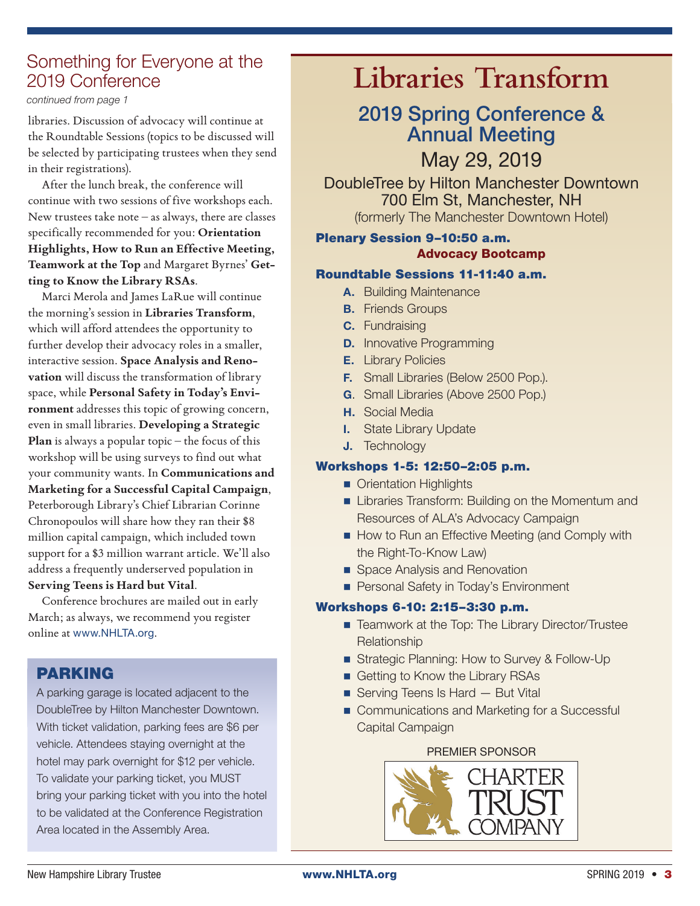## Something for Everyone at the 2019 Conference

*continued from page 1*

libraries. Discussion of advocacy will continue at the Roundtable Sessions (topics to be discussed will be selected by participating trustees when they send in their registrations).

After the lunch break, the conference will continue with two sessions of five workshops each. New trustees take note – as always, there are classes specifically recommended for you: **Orientation Highlights, How to Run an Effective Meeting, Teamwork at the Top** and Margaret Byrnes' **Getting to Know the Library RSAs**.

Marci Merola and James LaRue will continue the morning's session in **Libraries Transform**, which will afford attendees the opportunity to further develop their advocacy roles in a smaller, interactive session. **Space Analysis and Renovation** will discuss the transformation of library space, while **Personal Safety in Today's Environment** addresses this topic of growing concern, even in small libraries. **Developing a Strategic Plan** is always a popular topic – the focus of this workshop will be using surveys to find out what your community wants. In **Communications and Marketing for a Successful Capital Campaign**, Peterborough Library's Chief Librarian Corinne Chronopoulos will share how they ran their $8 million capital campaign, which included town support for a $3 million warrant article. We'll also address a frequently underserved population in **Serving Teens is Hard but Vital**.

Conference brochures are mailed out in early March; as always, we recommend you register online at www.NHLTA.org.

## PARKING

A parking garage is located adjacent to the DoubleTree by Hilton Manchester Downtown. With ticket validation, parking fees are $6 per vehicle. Attendees staying overnight at the hotel may park overnight for $12 per vehicle. To validate your parking ticket, you MUST bring your parking ticket with you into the hotel to be validated at the Conference Registration Area located in the Assembly Area.

# Libraries Transform

## 2019 Spring Conference & Annual Meeting

May 29, 2019

DoubleTree by Hilton Manchester Downtown
700 Elm St, Manchester, NH
(formerly The Manchester Downtown Hotel)

**Plenary Session 9–10:50 a.m.**
**Advocacy Bootcamp**

**Roundtable Sessions 11-11:40 a.m.**

- **A.** Building Maintenance
- **B.** Friends Groups
- **C.** Fundraising
- **D.** Innovative Programming
- **E.** Library Policies
- **F.** Small Libraries (Below 2500 Pop.).
- **G.** Small Libraries (Above 2500 Pop.)
- **H.** Social Media
- **I.** State Library Update
- **J.** Technology

**Workshops 1-5: 12:50–2:05 p.m.**

- Orientation Highlights
- Libraries Transform: Building on the Momentum and Resources of ALA's Advocacy Campaign
- How to Run an Effective Meeting (and Comply with the Right-To-Know Law)
- Space Analysis and Renovation
- Personal Safety in Today's Environment

**Workshops 6-10: 2:15–3:30 p.m.**

- Teamwork at the Top: The Library Director/Trustee Relationship
- Strategic Planning: How to Survey & Follow-Up
- Getting to Know the Library RSAs
- Serving Teens Is Hard — But Vital
- Communications and Marketing for a Successful Capital Campaign

PREMIER SPONSOR

CHARTER TRUST COMPANY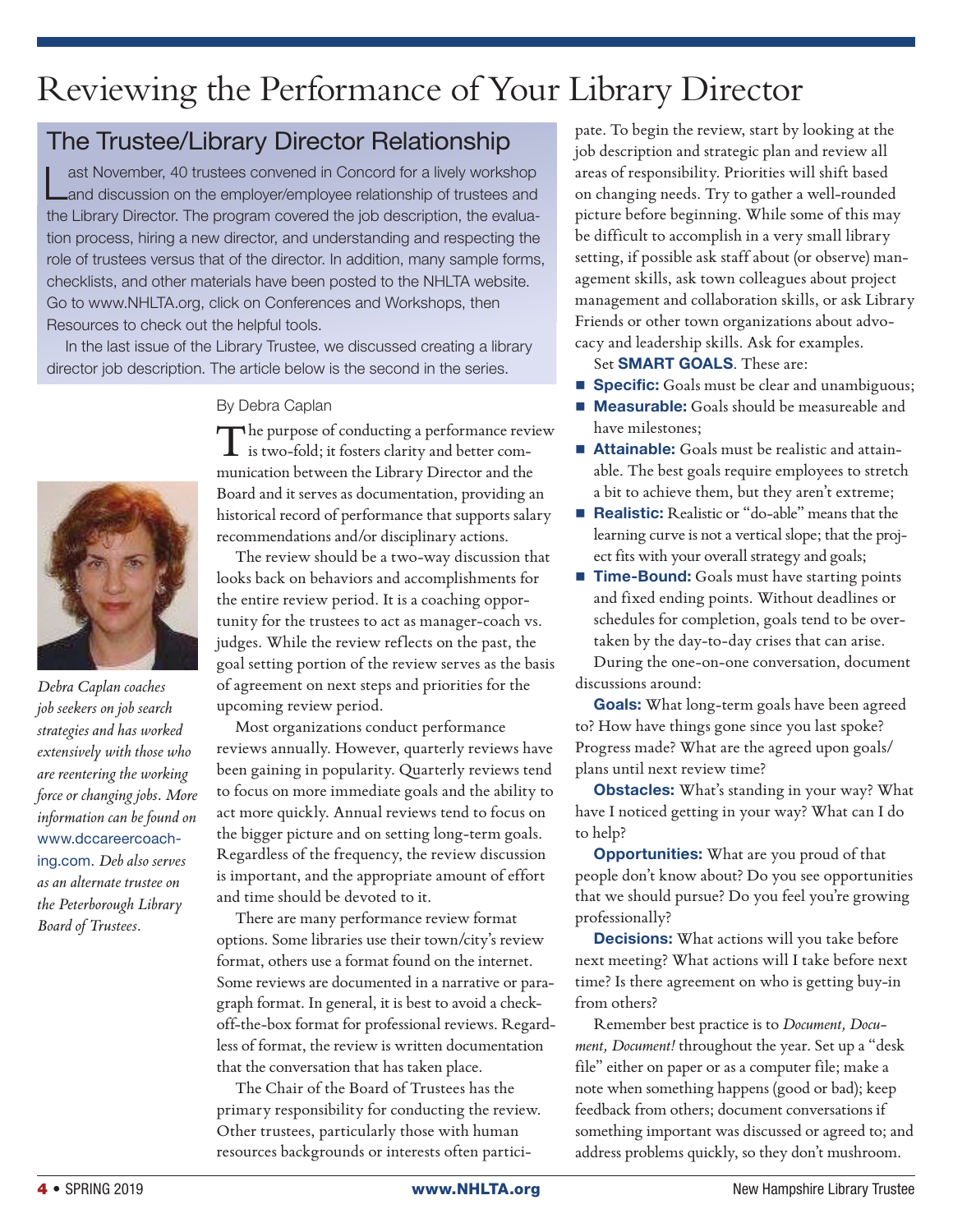# Reviewing the Performance of Your Library Director

## The Trustee/Library Director Relationship

Last November, 40 trustees convened in Concord for a lively workshop and discussion on the employer/employee relationship of trustees and the Library Director. The program covered the job description, the evaluation process, hiring a new director, and understanding and respecting the role of trustees versus that of the director. In addition, many sample forms, checklists, and other materials have been posted to the NHLTA website. Go to www.NHLTA.org, click on Conferences and Workshops, then Resources to check out the helpful tools.

In the last issue of the Library Trustee, we discussed creating a library director job description. The article below is the second in the series.

*Debra Caplan coaches job seekers on job search strategies and has worked extensively with those who are reentering the working force or changing jobs. More information can be found on* www.dccareercoaching.com. *Deb also serves as an alternate trustee on the Peterborough Library Board of Trustees.*

By Debra Caplan

The purpose of conducting a performance review is two-fold; it fosters clarity and better communication between the Library Director and the Board and it serves as documentation, providing an historical record of performance that supports salary recommendations and/or disciplinary actions.

The review should be a two-way discussion that looks back on behaviors and accomplishments for the entire review period. It is a coaching opportunity for the trustees to act as manager-coach vs. judges. While the review reflects on the past, the goal setting portion of the review serves as the basis of agreement on next steps and priorities for the upcoming review period.

Most organizations conduct performance reviews annually. However, quarterly reviews have been gaining in popularity. Quarterly reviews tend to focus on more immediate goals and the ability to act more quickly. Annual reviews tend to focus on the bigger picture and on setting long-term goals. Regardless of the frequency, the review discussion is important, and the appropriate amount of effort and time should be devoted to it.

There are many performance review format options. Some libraries use their town/city's review format, others use a format found on the internet. Some reviews are documented in a narrative or paragraph format. In general, it is best to avoid a check-off-the-box format for professional reviews. Regardless of format, the review is written documentation that the conversation that has taken place.

The Chair of the Board of Trustees has the primary responsibility for conducting the review. Other trustees, particularly those with human resources backgrounds or interests often participate. To begin the review, start by looking at the job description and strategic plan and review all areas of responsibility. Priorities will shift based on changing needs. Try to gather a well-rounded picture before beginning. While some of this may be difficult to accomplish in a very small library setting, if possible ask staff about (or observe) management skills, ask town colleagues about project management and collaboration skills, or ask Library Friends or other town organizations about advocacy and leadership skills. Ask for examples.

Set **SMART GOALS**. These are:

- **Specific:** Goals must be clear and unambiguous;
- **Measurable:** Goals should be measureable and have milestones;
- **Attainable:** Goals must be realistic and attainable. The best goals require employees to stretch a bit to achieve them, but they aren't extreme;
- **Realistic:** Realistic or "do-able" means that the learning curve is not a vertical slope; that the project fits with your overall strategy and goals;
- **Time-Bound:** Goals must have starting points and fixed ending points. Without deadlines or schedules for completion, goals tend to be overtaken by the day-to-day crises that can arise.

During the one-on-one conversation, document discussions around:

**Goals:** What long-term goals have been agreed to? How have things gone since you last spoke? Progress made? What are the agreed upon goals/plans until next review time?

**Obstacles:** What's standing in your way? What have I noticed getting in your way? What can I do to help?

**Opportunities:** What are you proud of that people don't know about? Do you see opportunities that we should pursue? Do you feel you're growing professionally?

**Decisions:** What actions will you take before next meeting? What actions will I take before next time? Is there agreement on who is getting buy-in from others?

Remember best practice is to *Document, Document, Document!* throughout the year. Set up a "desk file" either on paper or as a computer file; make a note when something happens (good or bad); keep feedback from others; document conversations if something important was discussed or agreed to; and address problems quickly, so they don't mushroom.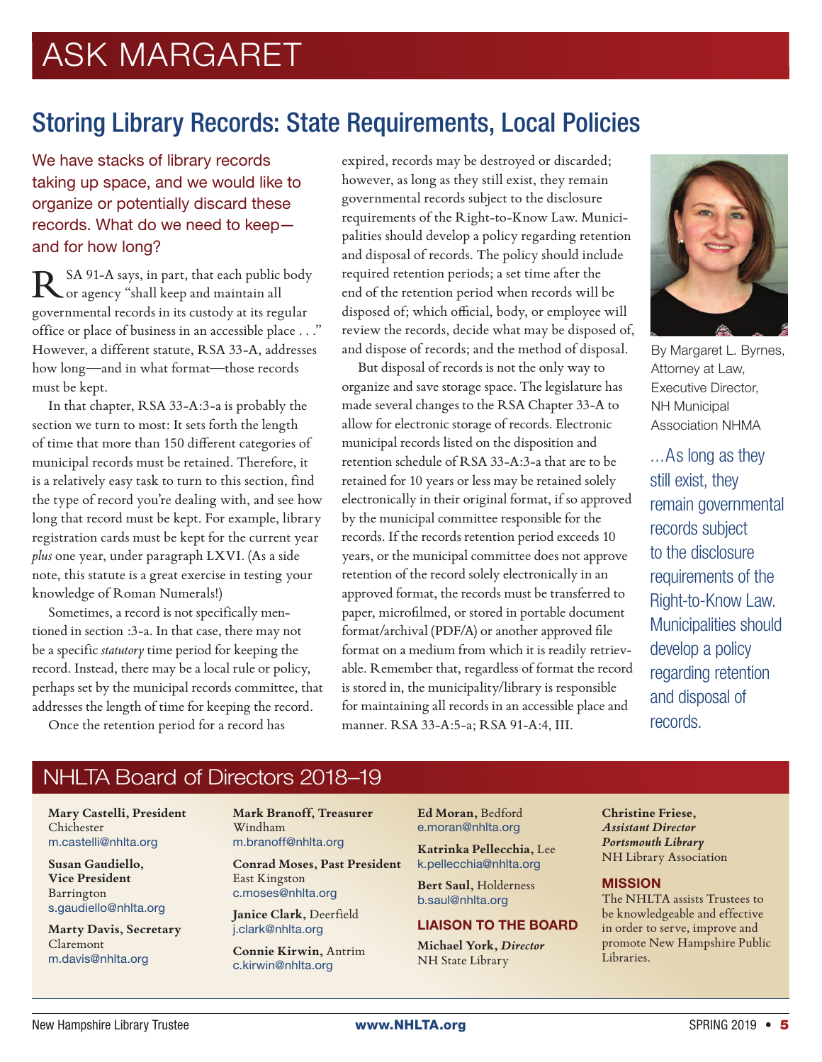# ASK MARGARET

## Storing Library Records: State Requirements, Local Policies

We have stacks of library records taking up space, and we would like to organize or potentially discard these records. What do we need to keep—and for how long?

RSA 91-A says, in part, that each public body or agency "shall keep and maintain all governmental records in its custody at its regular office or place of business in an accessible place . . ." However, a different statute, RSA 33-A, addresses how long—and in what format—those records must be kept.

In that chapter, RSA 33-A:3-a is probably the section we turn to most: It sets forth the length of time that more than 150 different categories of municipal records must be retained. Therefore, it is a relatively easy task to turn to this section, find the type of record you're dealing with, and see how long that record must be kept. For example, library registration cards must be kept for the current year *plus* one year, under paragraph LXVI. (As a side note, this statute is a great exercise in testing your knowledge of Roman Numerals!)

Sometimes, a record is not specifically mentioned in section :3-a. In that case, there may not be a specific *statutory* time period for keeping the record. Instead, there may be a local rule or policy, perhaps set by the municipal records committee, that addresses the length of time for keeping the record.

Once the retention period for a record has expired, records may be destroyed or discarded; however, as long as they still exist, they remain governmental records subject to the disclosure requirements of the Right-to-Know Law. Municipalities should develop a policy regarding retention and disposal of records. The policy should include required retention periods; a set time after the end of the retention period when records will be disposed of; which official, body, or employee will review the records, decide what may be disposed of, and dispose of records; and the method of disposal.

But disposal of records is not the only way to organize and save storage space. The legislature has made several changes to the RSA Chapter 33-A to allow for electronic storage of records. Electronic municipal records listed on the disposition and retention schedule of RSA 33-A:3-a that are to be retained for 10 years or less may be retained solely electronically in their original format, if so approved by the municipal committee responsible for the records. If the records retention period exceeds 10 years, or the municipal committee does not approve retention of the record solely electronically in an approved format, the records must be transferred to paper, microfilmed, or stored in portable document format/archival (PDF/A) or another approved file format on a medium from which it is readily retrievable. Remember that, regardless of format the record is stored in, the municipality/library is responsible for maintaining all records in an accessible place and manner. RSA 33-A:5-a; RSA 91-A:4, III.

By Margaret L. Byrnes, Attorney at Law, Executive Director, NH Municipal Association NHMA

…As long as they still exist, they remain governmental records subject to the disclosure requirements of the Right-to-Know Law. Municipalities should develop a policy regarding retention and disposal of records.

## NHLTA Board of Directors 2018–19

**Mary Castelli, President**
Chichester
m.castelli@nhlta.org

**Susan Gaudiello, Vice President**
Barrington
s.gaudiello@nhlta.org

**Marty Davis, Secretary**
Claremont
m.davis@nhlta.org

**Mark Branoff, Treasurer**
Windham
m.branoff@nhlta.org

**Conrad Moses, Past President**
East Kingston
c.moses@nhlta.org

**Janice Clark,** Deerfield
j.clark@nhlta.org

**Connie Kirwin,** Antrim
c.kirwin@nhlta.org

**Ed Moran,** Bedford
e.moran@nhlta.org

**Katrinka Pellecchia,** Lee
k.pellecchia@nhlta.org

**Bert Saul,** Holderness
b.saul@nhlta.org

**LIAISON TO THE BOARD**

**Michael York,** ***Director***
NH State Library

**Christine Friese,**
***Assistant Director***
***Portsmouth Library***
NH Library Association

**MISSION**

The NHLTA assists Trustees to be knowledgeable and effective in order to serve, improve and promote New Hampshire Public Libraries.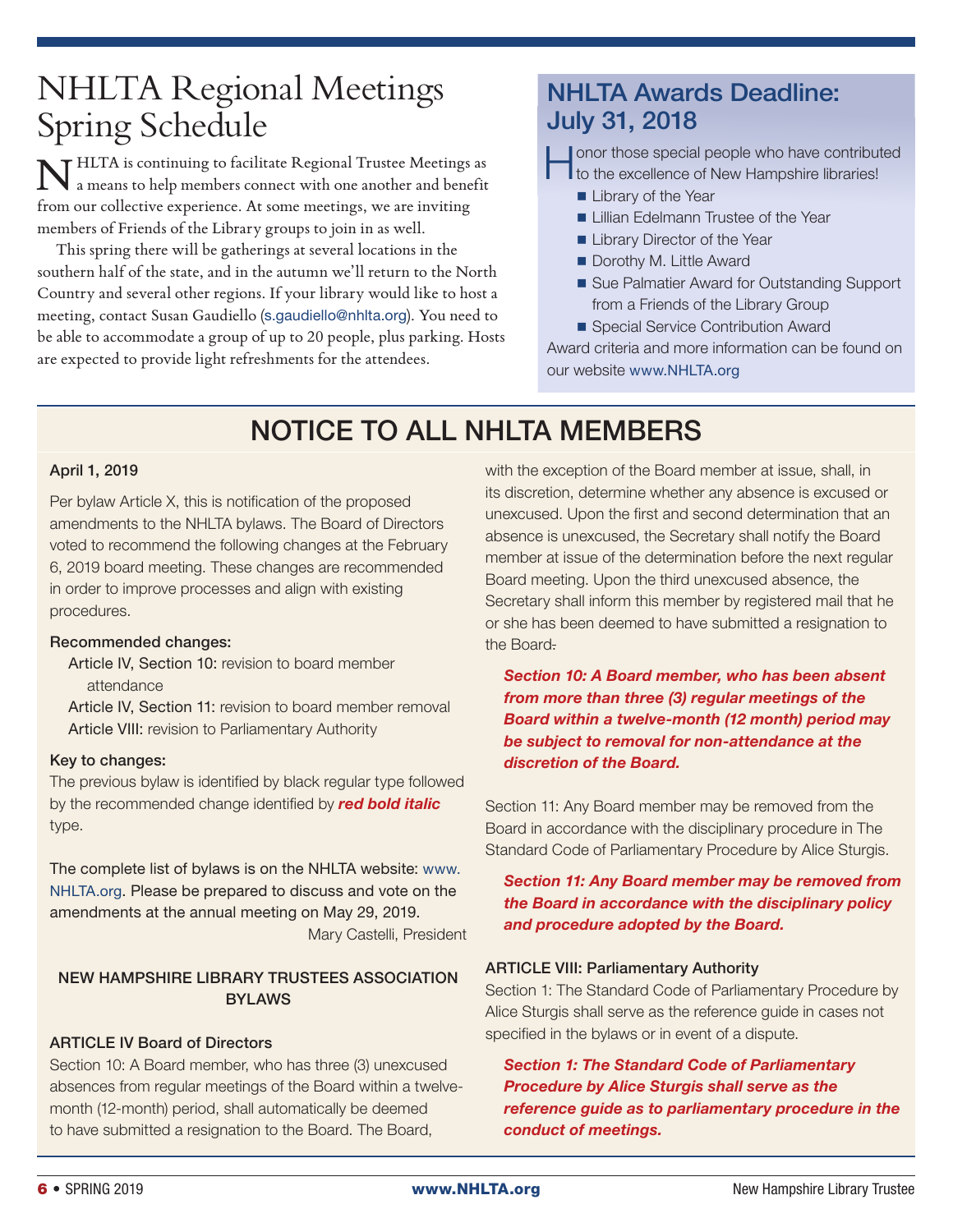# NHLTA Regional Meetings Spring Schedule

NHLTA is continuing to facilitate Regional Trustee Meetings as a means to help members connect with one another and benefit from our collective experience. At some meetings, we are inviting members of Friends of the Library groups to join in as well.

This spring there will be gatherings at several locations in the southern half of the state, and in the autumn we'll return to the North Country and several other regions. If your library would like to host a meeting, contact Susan Gaudiello (s.gaudiello@nhlta.org). You need to be able to accommodate a group of up to 20 people, plus parking. Hosts are expected to provide light refreshments for the attendees.

## NHLTA Awards Deadline: July 31, 2018

Honor those special people who have contributed to the excellence of New Hampshire libraries!

- Library of the Year
- Lillian Edelmann Trustee of the Year
- Library Director of the Year
- Dorothy M. Little Award
- Sue Palmatier Award for Outstanding Support from a Friends of the Library Group
- Special Service Contribution Award

Award criteria and more information can be found on our website www.NHLTA.org

# NOTICE TO ALL NHLTA MEMBERS

**April 1, 2019**

Per bylaw Article X, this is notification of the proposed amendments to the NHLTA bylaws. The Board of Directors voted to recommend the following changes at the February 6, 2019 board meeting. These changes are recommended in order to improve processes and align with existing procedures.

**Recommended changes:**

Article IV, Section 10: revision to board member attendance
Article IV, Section 11: revision to board member removal
Article VIII: revision to Parliamentary Authority

**Key to changes:**

The previous bylaw is identified by black regular type followed by the recommended change identified by ***red bold italic*** type.

The complete list of bylaws is on the NHLTA website: www.NHLTA.org. Please be prepared to discuss and vote on the amendments at the annual meeting on May 29, 2019.

Mary Castelli, President

### NEW HAMPSHIRE LIBRARY TRUSTEES ASSOCIATION BYLAWS

**ARTICLE IV Board of Directors**

Section 10: A Board member, who has three (3) unexcused absences from regular meetings of the Board within a twelve-month (12-month) period, shall automatically be deemed to have submitted a resignation to the Board. The Board, with the exception of the Board member at issue, shall, in its discretion, determine whether any absence is excused or unexcused. Upon the first and second determination that an absence is unexcused, the Secretary shall notify the Board member at issue of the determination before the next regular Board meeting. Upon the third unexcused absence, the Secretary shall inform this member by registered mail that he or she has been deemed to have submitted a resignation to the Board.

***Section 10: A Board member, who has been absent from more than three (3) regular meetings of the Board within a twelve-month (12 month) period may be subject to removal for non-attendance at the discretion of the Board.***

Section 11: Any Board member may be removed from the Board in accordance with the disciplinary procedure in The Standard Code of Parliamentary Procedure by Alice Sturgis.

***Section 11: Any Board member may be removed from the Board in accordance with the disciplinary policy and procedure adopted by the Board.***

**ARTICLE VIII: Parliamentary Authority**

Section 1: The Standard Code of Parliamentary Procedure by Alice Sturgis shall serve as the reference guide in cases not specified in the bylaws or in event of a dispute.

***Section 1: The Standard Code of Parliamentary Procedure by Alice Sturgis shall serve as the reference guide as to parliamentary procedure in the conduct of meetings.***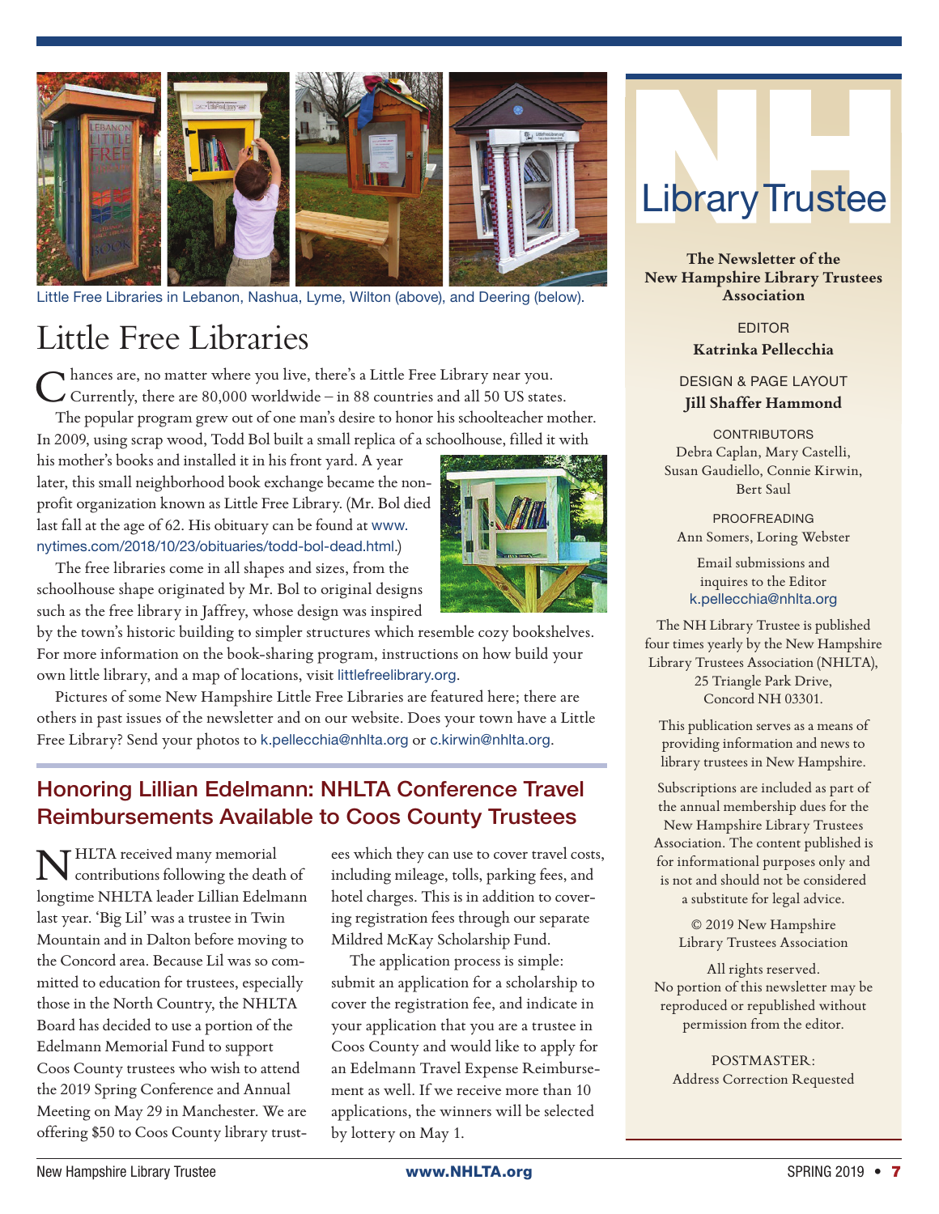Little Free Libraries in Lebanon, Nashua, Lyme, Wilton (above), and Deering (below).

# Little Free Libraries

Chances are, no matter where you live, there's a Little Free Library near you. Currently, there are 80,000 worldwide – in 88 countries and all 50 US states.

The popular program grew out of one man's desire to honor his schoolteacher mother. In 2009, using scrap wood, Todd Bol built a small replica of a schoolhouse, filled it with his mother's books and installed it in his front yard. A year later, this small neighborhood book exchange became the non-profit organization known as Little Free Library. (Mr. Bol died last fall at the age of 62. His obituary can be found at www.nytimes.com/2018/10/23/obituaries/todd-bol-dead.html.)

The free libraries come in all shapes and sizes, from the schoolhouse shape originated by Mr. Bol to original designs such as the free library in Jaffrey, whose design was inspired by the town's historic building to simpler structures which resemble cozy bookshelves. For more information on the book-sharing program, instructions on how build your own little library, and a map of locations, visit littlefreelibrary.org.

Pictures of some New Hampshire Little Free Libraries are featured here; there are others in past issues of the newsletter and on our website. Does your town have a Little Free Library? Send your photos to k.pellecchia@nhlta.org or c.kirwin@nhlta.org.

## Honoring Lillian Edelmann: NHLTA Conference Travel Reimbursements Available to Coos County Trustees

NHLTA received many memorial contributions following the death of longtime NHLTA leader Lillian Edelmann last year. 'Big Lil' was a trustee in Twin Mountain and in Dalton before moving to the Concord area. Because Lil was so committed to education for trustees, especially those in the North Country, the NHLTA Board has decided to use a portion of the Edelmann Memorial Fund to support Coos County trustees who wish to attend the 2019 Spring Conference and Annual Meeting on May 29 in Manchester. We are offering $50 to Coos County library trustees which they can use to cover travel costs, including mileage, tolls, parking fees, and hotel charges. This is in addition to covering registration fees through our separate Mildred McKay Scholarship Fund.

The application process is simple: submit an application for a scholarship to cover the registration fee, and indicate in your application that you are a trustee in Coos County and would like to apply for an Edelmann Travel Expense Reimbursement as well. If we receive more than 10 applications, the winners will be selected by lottery on May 1.

---

# NH Library Trustee

**The Newsletter of the New Hampshire Library Trustees Association**

EDITOR
**Katrinka Pellecchia**

DESIGN & PAGE LAYOUT
**Jill Shaffer Hammond**

CONTRIBUTORS
Debra Caplan, Mary Castelli, Susan Gaudiello, Connie Kirwin, Bert Saul

PROOFREADING
Ann Somers, Loring Webster

Email submissions and inquires to the Editor
k.pellecchia@nhlta.org

The NH Library Trustee is published four times yearly by the New Hampshire Library Trustees Association (NHLTA), 25 Triangle Park Drive, Concord NH 03301.

This publication serves as a means of providing information and news to library trustees in New Hampshire.

Subscriptions are included as part of the annual membership dues for the New Hampshire Library Trustees Association. The content published is for informational purposes only and is not and should not be considered a substitute for legal advice.

© 2019 New Hampshire Library Trustees Association

All rights reserved. No portion of this newsletter may be reproduced or republished without permission from the editor.

POSTMASTER: Address Correction Requested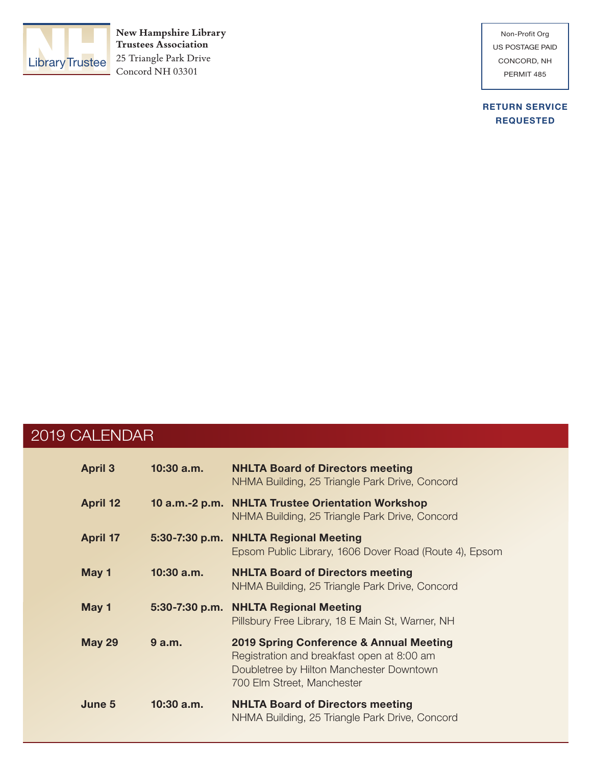NH Library Trustee

**New Hampshire Library Trustees Association**
25 Triangle Park Drive
Concord NH 03301

Non-Profit Org
US POSTAGE PAID
CONCORD, NH
PERMIT 485

**RETURN SERVICE REQUESTED**

## 2019 CALENDAR

| | | |
|---|---|---|
| **April 3** | **10:30 a.m.** | **NHLTA Board of Directors meeting**<br>NHMA Building, 25 Triangle Park Drive, Concord |
| **April 12** | **10 a.m.-2 p.m.** | **NHLTA Trustee Orientation Workshop**<br>NHMA Building, 25 Triangle Park Drive, Concord |
| **April 17** | **5:30-7:30 p.m.** | **NHLTA Regional Meeting**<br>Epsom Public Library, 1606 Dover Road (Route 4), Epsom |
| **May 1** | **10:30 a.m.** | **NHLTA Board of Directors meeting**<br>NHMA Building, 25 Triangle Park Drive, Concord |
| **May 1** | **5:30-7:30 p.m.** | **NHLTA Regional Meeting**<br>Pillsbury Free Library, 18 E Main St, Warner, NH |
| **May 29** | **9 a.m.** | **2019 Spring Conference & Annual Meeting**<br>Registration and breakfast open at 8:00 am<br>Doubletree by Hilton Manchester Downtown<br>700 Elm Street, Manchester |
| **June 5** | **10:30 a.m.** | **NHLTA Board of Directors meeting**<br>NHMA Building, 25 Triangle Park Drive, Concord |